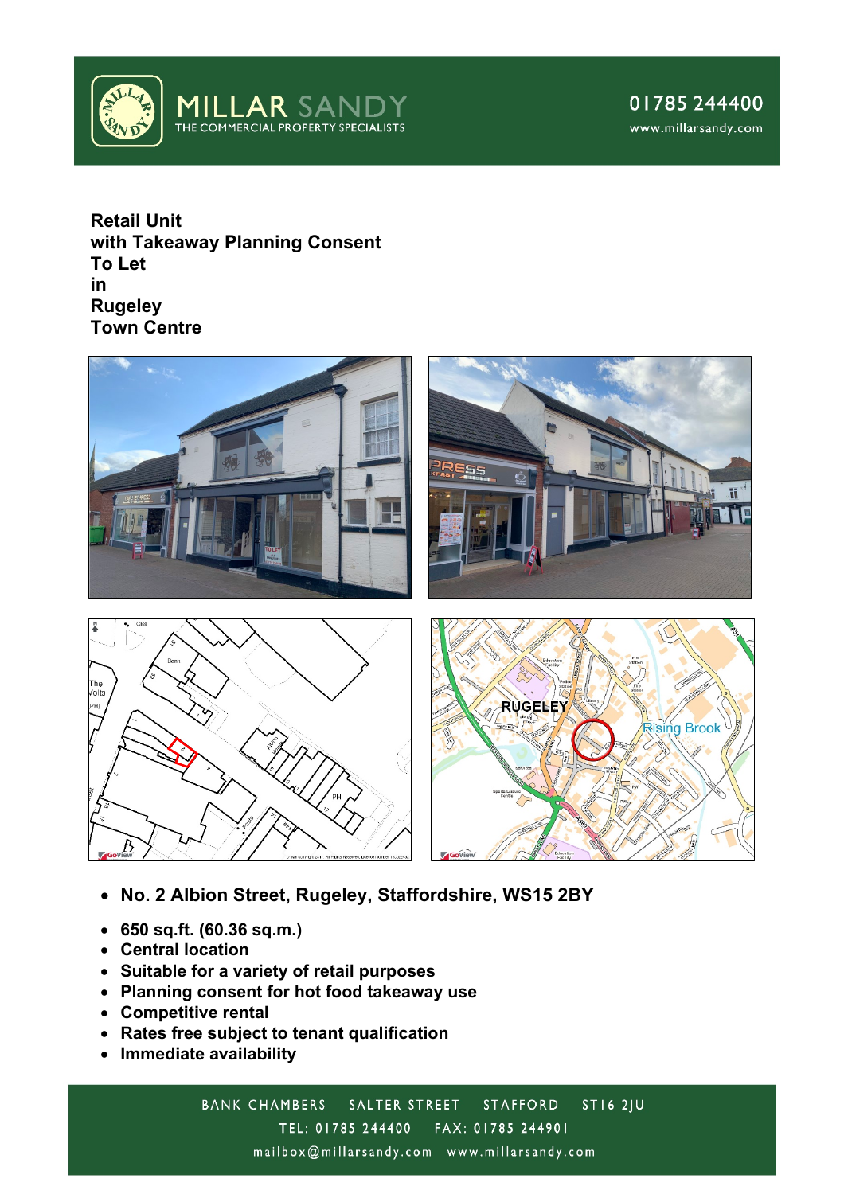MILLAR SANDY
THE COMMERCIAL PROPERTY SPECIALISTS

01785 244400
www.millarsandy.com

**Retail Unit**
**with Takeaway Planning Consent**
**To Let**
**in**
**Rugeley**
**Town Centre**

- **No. 2 Albion Street, Rugeley, Staffordshire, WS15 2BY**
- **650 sq.ft. (60.36 sq.m.)**
- **Central location**
- **Suitable for a variety of retail purposes**
- **Planning consent for hot food takeaway use**
- **Competitive rental**
- **Rates free subject to tenant qualification**
- **Immediate availability**

BANK CHAMBERS SALTER STREET STAFFORD ST16 2JU
TEL: 01785 244400 FAX: 01785 244901
mailbox@millarsandy.com www.millarsandy.com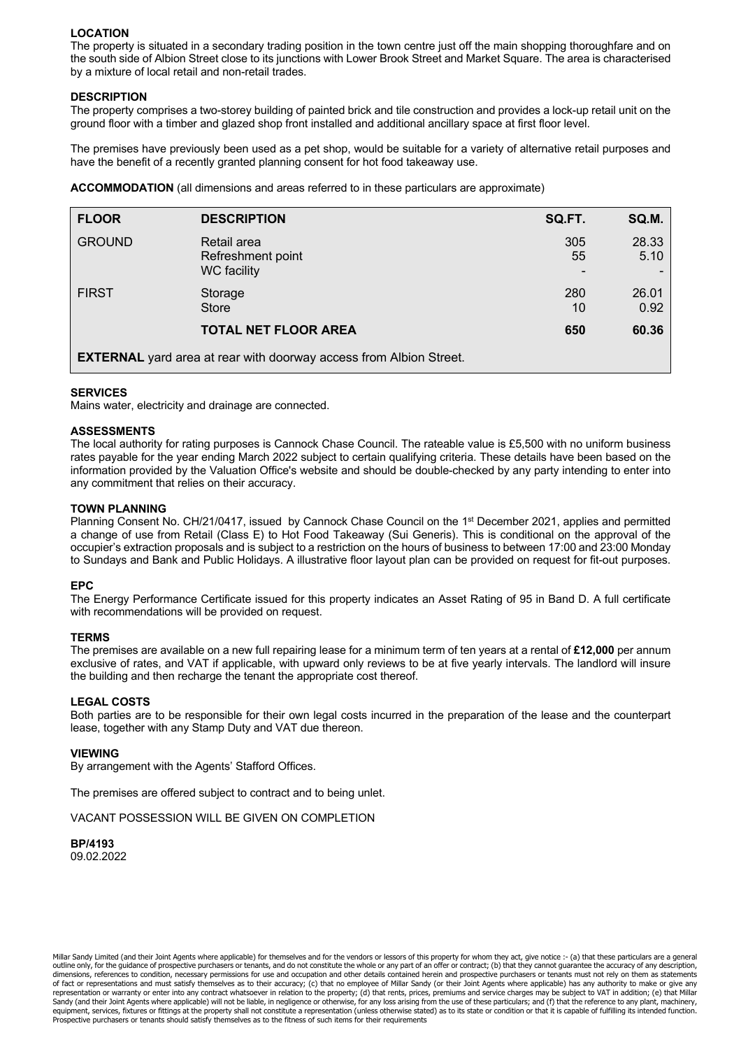**LOCATION**

The property is situated in a secondary trading position in the town centre just off the main shopping thoroughfare and on the south side of Albion Street close to its junctions with Lower Brook Street and Market Square. The area is characterised by a mixture of local retail and non-retail trades.

**DESCRIPTION**

The property comprises a two-storey building of painted brick and tile construction and provides a lock-up retail unit on the ground floor with a timber and glazed shop front installed and additional ancillary space at first floor level.

The premises have previously been used as a pet shop, would be suitable for a variety of alternative retail purposes and have the benefit of a recently granted planning consent for hot food takeaway use.

**ACCOMMODATION** (all dimensions and areas referred to in these particulars are approximate)

| FLOOR | DESCRIPTION | SQ.FT. | SQ.M. |
|---|---|---|---|
| GROUND | Retail area | 305 | 28.33 |
| | Refreshment point | 55 | 5.10 |
| | WC facility | - | - |
| FIRST | Storage | 280 | 26.01 |
| | Store | 10 | 0.92 |
| | **TOTAL NET FLOOR AREA** | **650** | **60.36** |

**EXTERNAL** yard area at rear with doorway access from Albion Street.

**SERVICES**

Mains water, electricity and drainage are connected.

**ASSESSMENTS**

The local authority for rating purposes is Cannock Chase Council. The rateable value is £5,500 with no uniform business rates payable for the year ending March 2022 subject to certain qualifying criteria. These details have been based on the information provided by the Valuation Office's website and should be double-checked by any party intending to enter into any commitment that relies on their accuracy.

**TOWN PLANNING**

Planning Consent No. CH/21/0417, issued by Cannock Chase Council on the 1st December 2021, applies and permitted a change of use from Retail (Class E) to Hot Food Takeaway (Sui Generis). This is conditional on the approval of the occupier's extraction proposals and is subject to a restriction on the hours of business to between 17:00 and 23:00 Monday to Sundays and Bank and Public Holidays. A illustrative floor layout plan can be provided on request for fit-out purposes.

**EPC**

The Energy Performance Certificate issued for this property indicates an Asset Rating of 95 in Band D. A full certificate with recommendations will be provided on request.

**TERMS**

The premises are available on a new full repairing lease for a minimum term of ten years at a rental of **£12,000** per annum exclusive of rates, and VAT if applicable, with upward only reviews to be at five yearly intervals. The landlord will insure the building and then recharge the tenant the appropriate cost thereof.

**LEGAL COSTS**

Both parties are to be responsible for their own legal costs incurred in the preparation of the lease and the counterpart lease, together with any Stamp Duty and VAT due thereon.

**VIEWING**

By arrangement with the Agents' Stafford Offices.

The premises are offered subject to contract and to being unlet.

VACANT POSSESSION WILL BE GIVEN ON COMPLETION

**BP/4193**
09.02.2022

Millar Sandy Limited (and their Joint Agents where applicable) for themselves and for the vendors or lessors of this property for whom they act, give notice :- (a) that these particulars are a general outline only, for the guidance of prospective purchasers or tenants, and do not constitute the whole or any part of an offer or contract; (b) that they cannot guarantee the accuracy of any description, dimensions, references to condition, necessary permissions for use and occupation and other details contained herein and prospective purchasers or tenants must not rely on them as statements of fact or representations and must satisfy themselves as to their accuracy; (c) that no employee of Millar Sandy (or their Joint Agents where applicable) has any authority to make or give any representation or warranty or enter into any contract whatsoever in relation to the property; (d) that rents, prices, premiums and service charges may be subject to VAT in addition; (e) that Millar Sandy (and their Joint Agents where applicable) will not be liable, in negligence or otherwise, for any loss arising from the use of these particulars; and (f) that the reference to any plant, machinery, equipment, services, fixtures or fittings at the property shall not constitute a representation (unless otherwise stated) as to its state or condition or that it is capable of fulfilling its intended function. Prospective purchasers or tenants should satisfy themselves as to the fitness of such items for their requirements